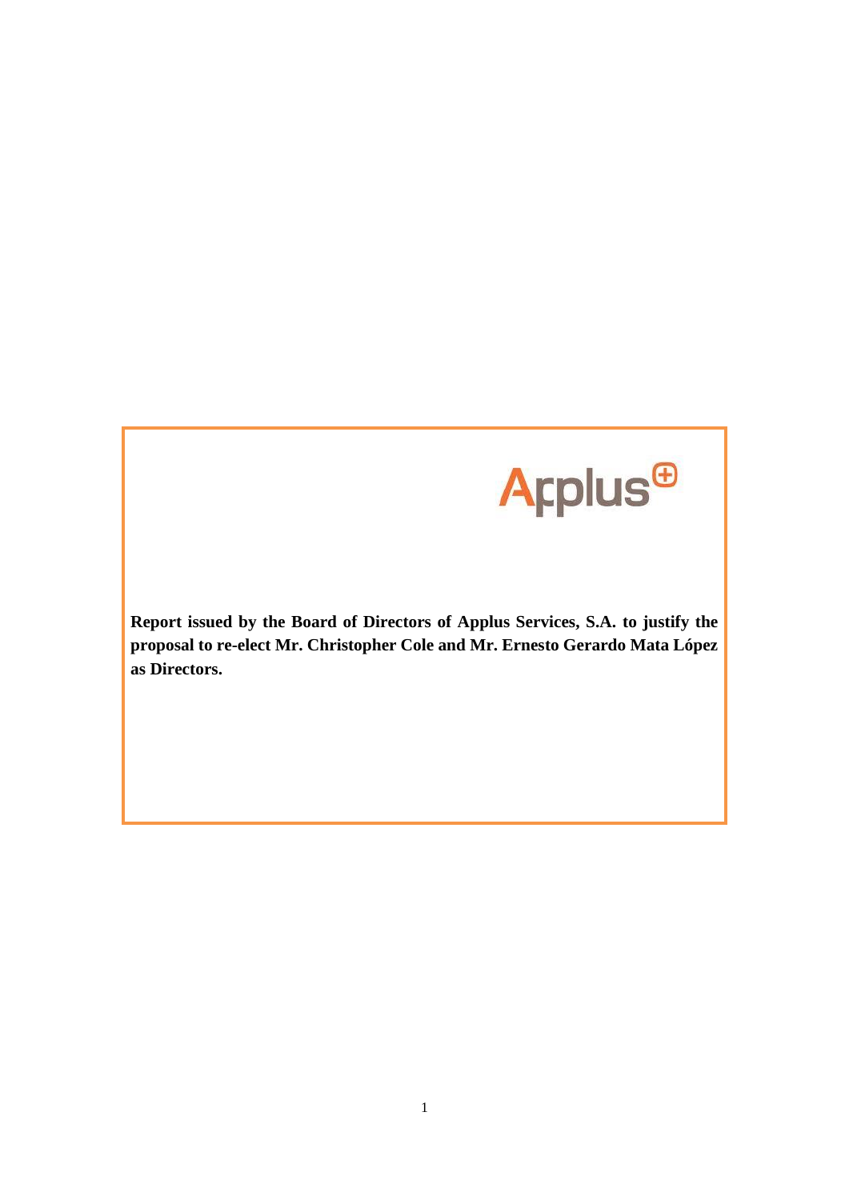**Report issued by the Board of Directors of Applus Services, S.A. to justify the proposal to re-elect Mr. Christopher Cole and Mr. Ernesto Gerardo Mata López as Directors.**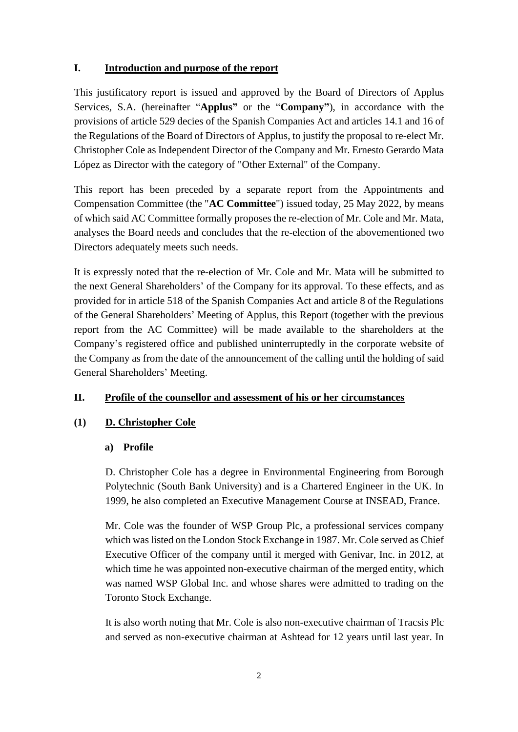## I. Introduction and purpose of the report

This justificatory report is issued and approved by the Board of Directors of Applus Services, S.A. (hereinafter "**Applus"** or the "**Company"**), in accordance with the provisions of article 529 decies of the Spanish Companies Act and articles 14.1 and 16 of the Regulations of the Board of Directors of Applus, to justify the proposal to re-elect Mr. Christopher Cole as Independent Director of the Company and Mr. Ernesto Gerardo Mata López as Director with the category of "Other External" of the Company.

This report has been preceded by a separate report from the Appointments and Compensation Committee (the "**AC Committee**") issued today, 25 May 2022, by means of which said AC Committee formally proposes the re-election of Mr. Cole and Mr. Mata, analyses the Board needs and concludes that the re-election of the abovementioned two Directors adequately meets such needs.

It is expressly noted that the re-election of Mr. Cole and Mr. Mata will be submitted to the next General Shareholders' of the Company for its approval. To these effects, and as provided for in article 518 of the Spanish Companies Act and article 8 of the Regulations of the General Shareholders' Meeting of Applus, this Report (together with the previous report from the AC Committee) will be made available to the shareholders at the Company's registered office and published uninterruptedly in the corporate website of the Company as from the date of the announcement of the calling until the holding of said General Shareholders' Meeting.

## II. Profile of the counsellor and assessment of his or her circumstances

### (1) D. Christopher Cole

#### a) Profile

D. Christopher Cole has a degree in Environmental Engineering from Borough Polytechnic (South Bank University) and is a Chartered Engineer in the UK. In 1999, he also completed an Executive Management Course at INSEAD, France.

Mr. Cole was the founder of WSP Group Plc, a professional services company which was listed on the London Stock Exchange in 1987. Mr. Cole served as Chief Executive Officer of the company until it merged with Genivar, Inc. in 2012, at which time he was appointed non-executive chairman of the merged entity, which was named WSP Global Inc. and whose shares were admitted to trading on the Toronto Stock Exchange.

It is also worth noting that Mr. Cole is also non-executive chairman of Tracsis Plc and served as non-executive chairman at Ashtead for 12 years until last year. In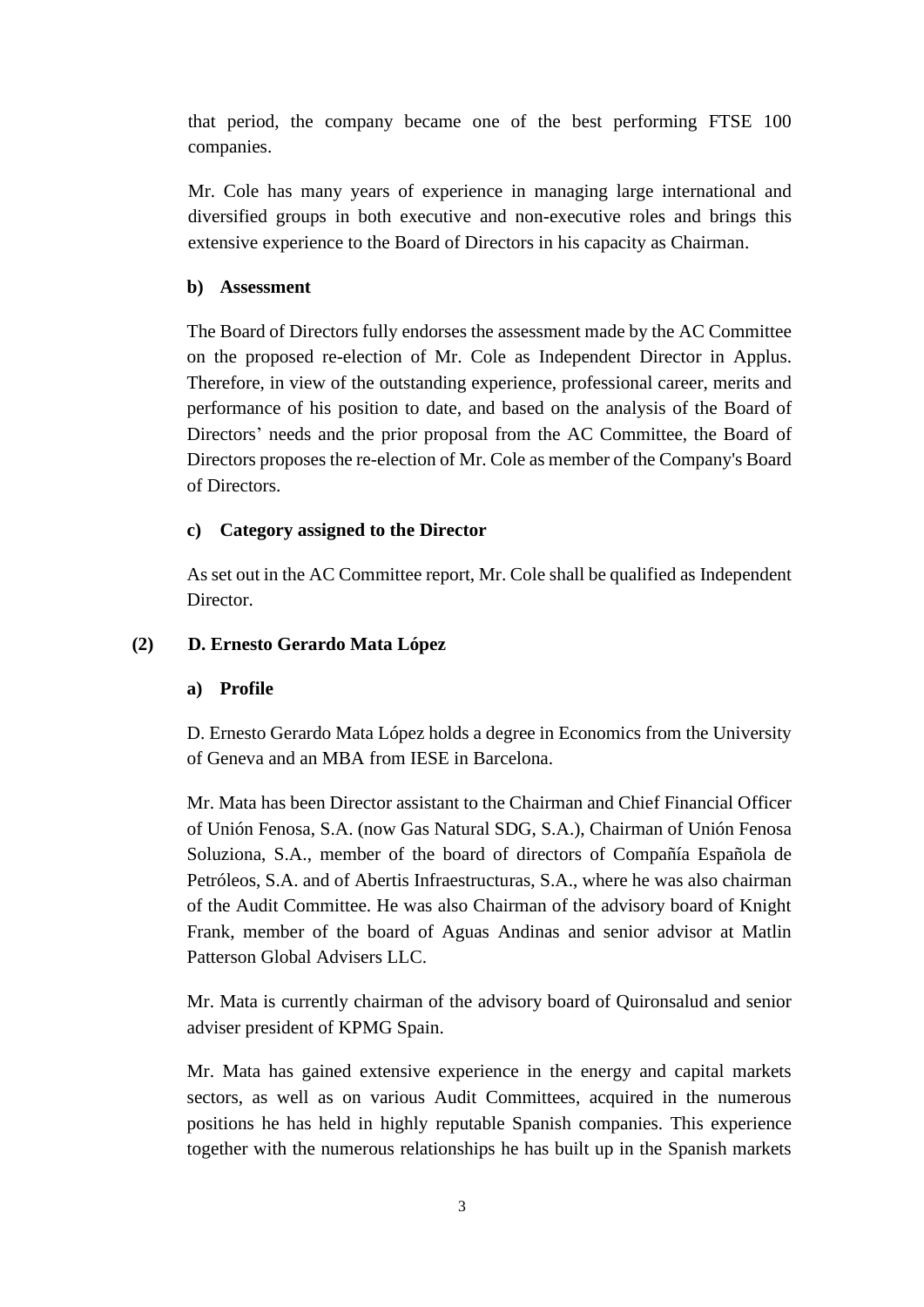that period, the company became one of the best performing FTSE 100 companies.

Mr. Cole has many years of experience in managing large international and diversified groups in both executive and non-executive roles and brings this extensive experience to the Board of Directors in his capacity as Chairman.

**b) Assessment**

The Board of Directors fully endorses the assessment made by the AC Committee on the proposed re-election of Mr. Cole as Independent Director in Applus. Therefore, in view of the outstanding experience, professional career, merits and performance of his position to date, and based on the analysis of the Board of Directors' needs and the prior proposal from the AC Committee, the Board of Directors proposes the re-election of Mr. Cole as member of the Company's Board of Directors.

**c) Category assigned to the Director**

As set out in the AC Committee report, Mr. Cole shall be qualified as Independent Director.

**(2) D. Ernesto Gerardo Mata López**

**a) Profile**

D. Ernesto Gerardo Mata López holds a degree in Economics from the University of Geneva and an MBA from IESE in Barcelona.

Mr. Mata has been Director assistant to the Chairman and Chief Financial Officer of Unión Fenosa, S.A. (now Gas Natural SDG, S.A.), Chairman of Unión Fenosa Soluziona, S.A., member of the board of directors of Compañía Española de Petróleos, S.A. and of Abertis Infraestructuras, S.A., where he was also chairman of the Audit Committee. He was also Chairman of the advisory board of Knight Frank, member of the board of Aguas Andinas and senior advisor at Matlin Patterson Global Advisers LLC.

Mr. Mata is currently chairman of the advisory board of Quironsalud and senior adviser president of KPMG Spain.

Mr. Mata has gained extensive experience in the energy and capital markets sectors, as well as on various Audit Committees, acquired in the numerous positions he has held in highly reputable Spanish companies. This experience together with the numerous relationships he has built up in the Spanish markets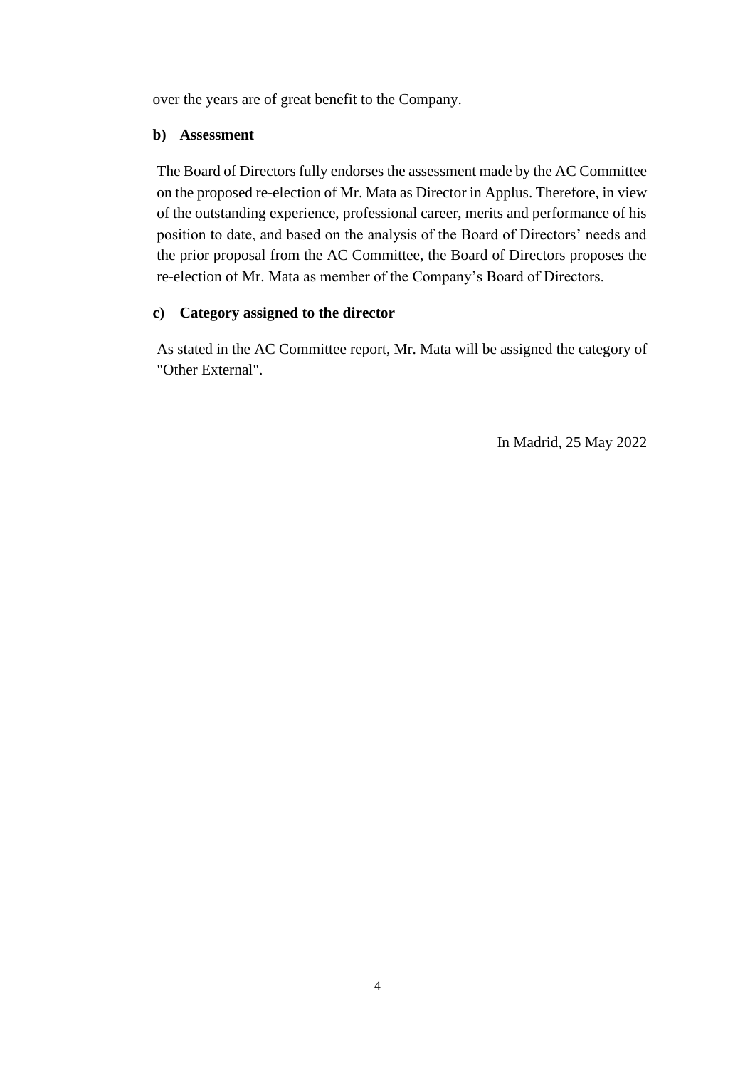over the years are of great benefit to the Company.

**b) Assessment**

The Board of Directors fully endorses the assessment made by the AC Committee on the proposed re-election of Mr. Mata as Director in Applus. Therefore, in view of the outstanding experience, professional career, merits and performance of his position to date, and based on the analysis of the Board of Directors' needs and the prior proposal from the AC Committee, the Board of Directors proposes the re-election of Mr. Mata as member of the Company's Board of Directors.

**c) Category assigned to the director**

As stated in the AC Committee report, Mr. Mata will be assigned the category of "Other External".

In Madrid, 25 May 2022